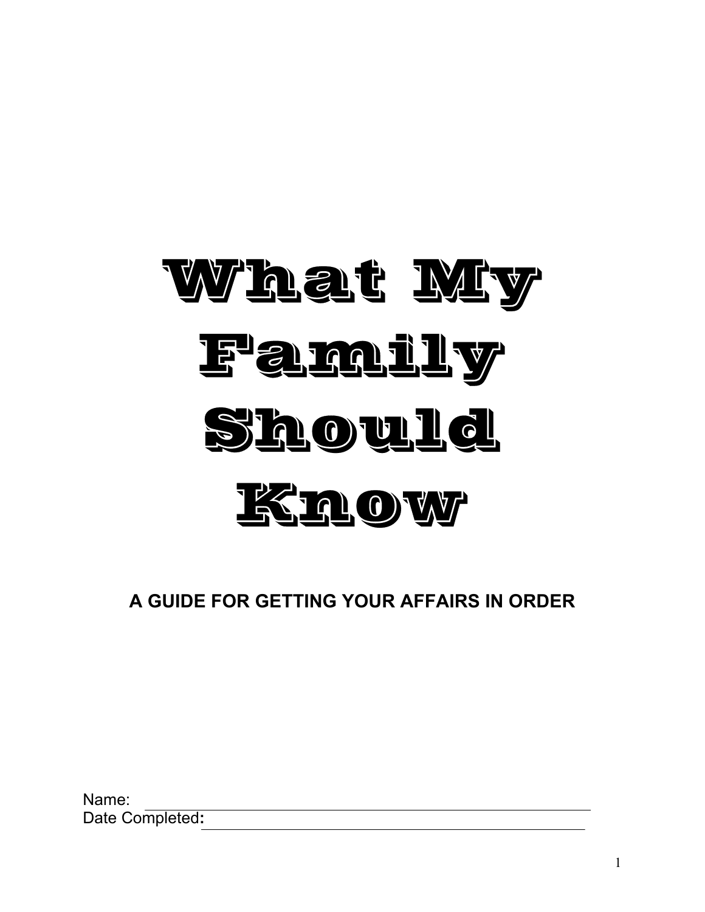# What My Family Should Know

**A GUIDE FOR GETTING YOUR AFFAIRS IN ORDER**

Name: \_\_\_\_\_\_\_\_\_\_\_\_\_\_\_\_\_\_\_\_\_\_\_\_\_\_\_\_\_\_\_\_\_\_\_\_\_\_\_\_\_\_\_\_\_\_\_\_\_\_\_\_\_\_\_\_

Date Completed**:** \_\_\_\_\_\_\_\_\_\_\_\_\_\_\_\_\_\_\_\_\_\_\_\_\_\_\_\_\_\_\_\_\_\_\_\_\_\_\_\_\_\_\_\_\_\_\_\_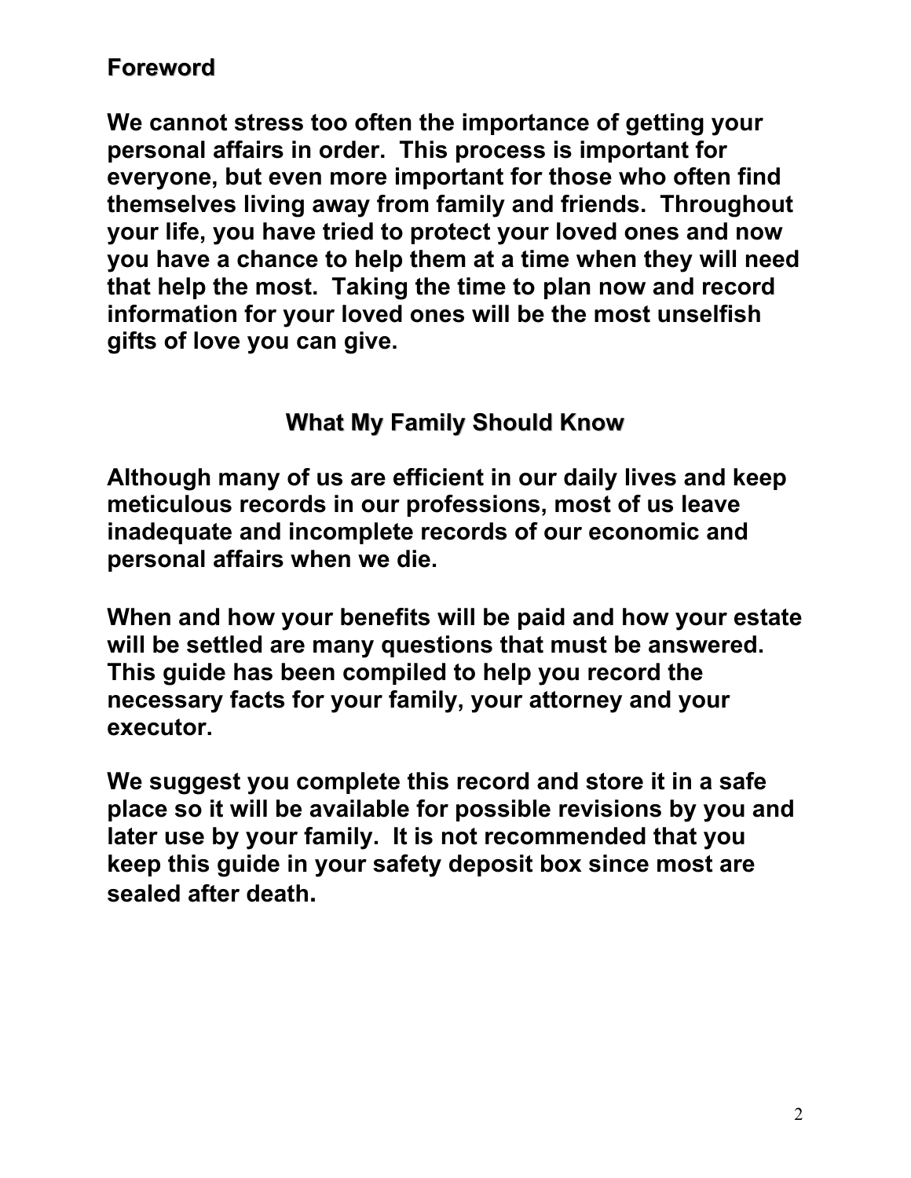## Foreword

**We cannot stress too often the importance of getting your personal affairs in order. This process is important for everyone, but even more important for those who often find themselves living away from family and friends. Throughout your life, you have tried to protect your loved ones and now you have a chance to help them at a time when they will need that help the most. Taking the time to plan now and record information for your loved ones will be the most unselfish gifts of love you can give.**

## What My Family Should Know

**Although many of us are efficient in our daily lives and keep meticulous records in our professions, most of us leave inadequate and incomplete records of our economic and personal affairs when we die.**

**When and how your benefits will be paid and how your estate will be settled are many questions that must be answered. This guide has been compiled to help you record the necessary facts for your family, your attorney and your executor.**

**We suggest you complete this record and store it in a safe place so it will be available for possible revisions by you and later use by your family. It is not recommended that you keep this guide in your safety deposit box since most are sealed after death.**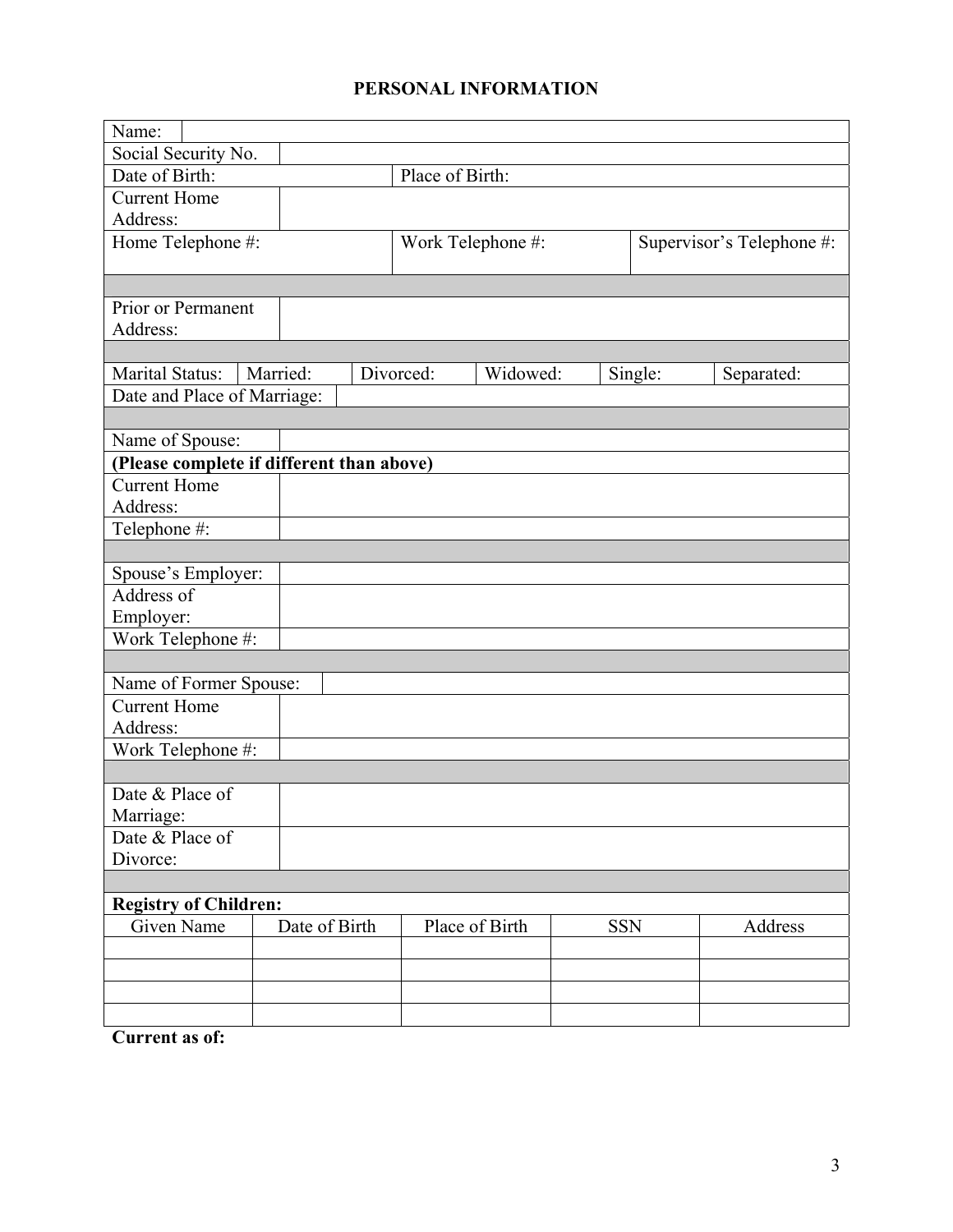# PERSONAL INFORMATION

| | |
|---|---|
| Name: | |
| Social Security No. | |
| Date of Birth: | Place of Birth: |
| Current Home Address: | |
| Home Telephone #: | Work Telephone #: / Supervisor's Telephone #: |
| | |
| Prior or Permanent Address: | |
| | |
| Marital Status: | Married: / Divorced: / Widowed: / Single: / Separated: |
| Date and Place of Marriage: | |
| | |
| Name of Spouse: | |
| **(Please complete if different than above)** | |
| Current Home Address: | |
| Telephone #: | |
| | |
| Spouse's Employer: | |
| Address of Employer: | |
| Work Telephone #: | |
| | |
| Name of Former Spouse: | |
| Current Home Address: | |
| Work Telephone #: | |
| | |
| Date & Place of Marriage: | |
| Date & Place of Divorce: | |

**Registry of Children:**

| Given Name | Date of Birth | Place of Birth | SSN | Address |
|---|---|---|---|---|
| | | | | |
| | | | | |
| | | | | |
| | | | | |

**Current as of:**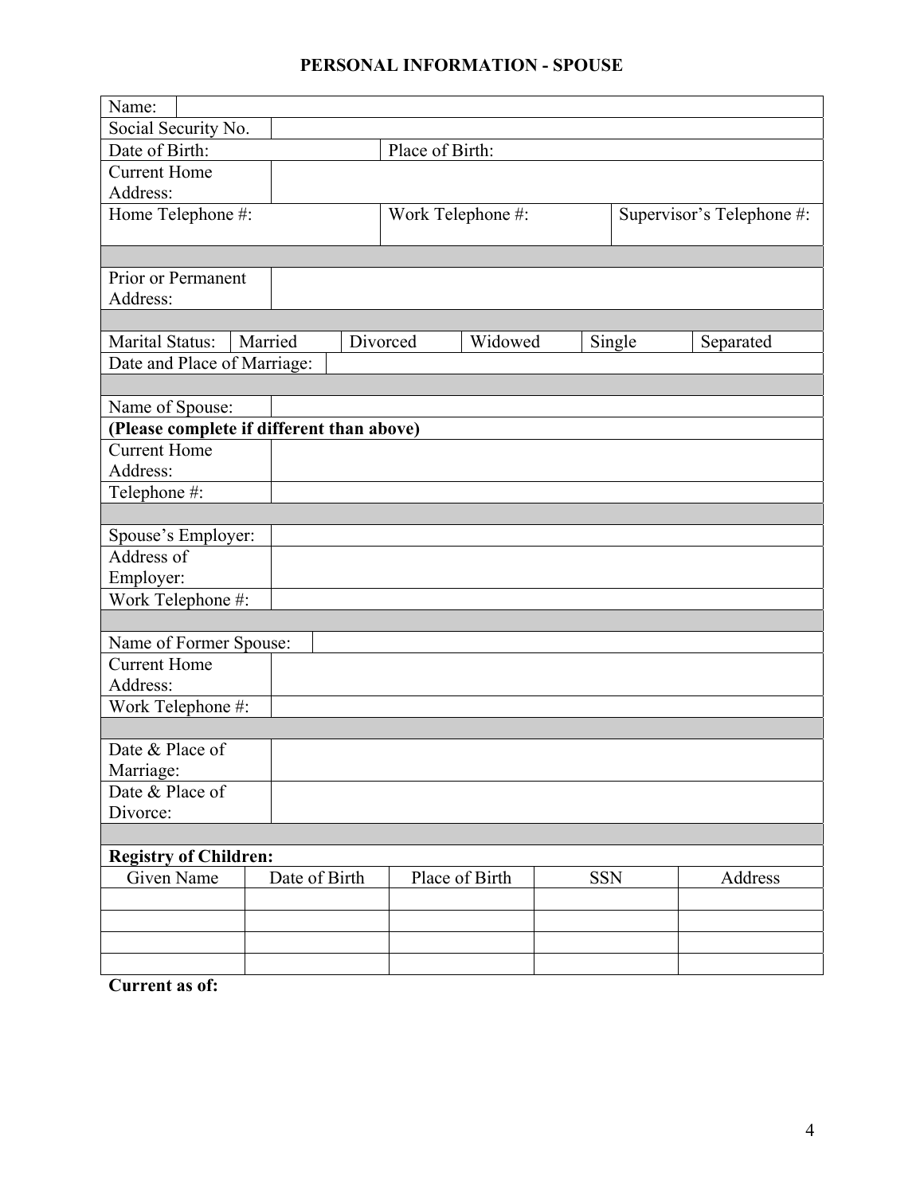# PERSONAL INFORMATION - SPOUSE

| | | | | | |
|---|---|---|---|---|---|
| Name: | | | | | |
| Social Security No. | | | | | |
| Date of Birth: | | Place of Birth: | | | |
| Current Home Address: | | | | | |
| Home Telephone #: | | Work Telephone #: | | Supervisor's Telephone #: | |
| | | | | | |
| Prior or Permanent Address: | | | | | |
| | | | | | |
| Marital Status: | Married | Divorced | Widowed | Single | Separated |
| Date and Place of Marriage: | | | | | |
| | | | | | |
| Name of Spouse: | | | | | |
| **(Please complete if different than above)** | | | | | |
| Current Home Address: | | | | | |
| Telephone #: | | | | | |
| | | | | | |
| Spouse's Employer: | | | | | |
| Address of Employer: | | | | | |
| Work Telephone #: | | | | | |
| | | | | | |
| Name of Former Spouse: | | | | | |
| Current Home Address: | | | | | |
| Work Telephone #: | | | | | |
| | | | | | |
| Date & Place of Marriage: | | | | | |
| Date & Place of Divorce: | | | | | |

**Registry of Children:**

| Given Name | Date of Birth | Place of Birth | SSN | Address |
|---|---|---|---|---|
| | | | | |
| | | | | |
| | | | | |
| | | | | |

**Current as of:**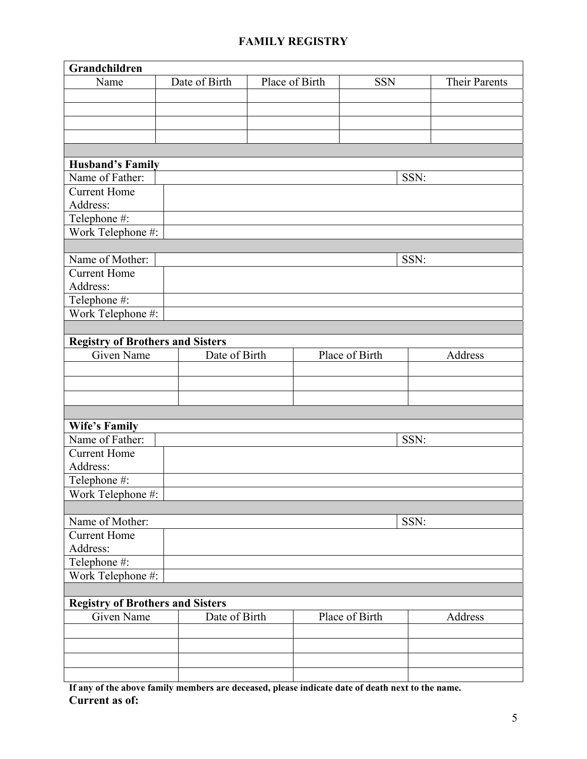## FAMILY REGISTRY

**Grandchildren**

| Name | Date of Birth | Place of Birth | SSN | Their Parents |
|---|---|---|---|---|
| | | | | |
| | | | | |
| | | | | |
| | | | | |

**Husband's Family**

| | | | |
|---|---|---|---|
| Name of Father: | | SSN: | |
| Current Home Address: | | | |
| Telephone #: | | | |
| Work Telephone #: | | | |

| | | | |
|---|---|---|---|
| Name of Mother: | | SSN: | |
| Current Home Address: | | | |
| Telephone #: | | | |
| Work Telephone #: | | | |

**Registry of Brothers and Sisters**

| Given Name | Date of Birth | Place of Birth | Address |
|---|---|---|---|
| | | | |
| | | | |
| | | | |

**Wife's Family**

| | | | |
|---|---|---|---|
| Name of Father: | | SSN: | |
| Current Home Address: | | | |
| Telephone #: | | | |
| Work Telephone #: | | | |

| | | | |
|---|---|---|---|
| Name of Mother: | | SSN: | |
| Current Home Address: | | | |
| Telephone #: | | | |
| Work Telephone #: | | | |

**Registry of Brothers and Sisters**

| Given Name | Date of Birth | Place of Birth | Address |
|---|---|---|---|
| | | | |
| | | | |
| | | | |
| | | | |

**If any of the above family members are deceased, please indicate date of death next to the name.**

**Current as of:**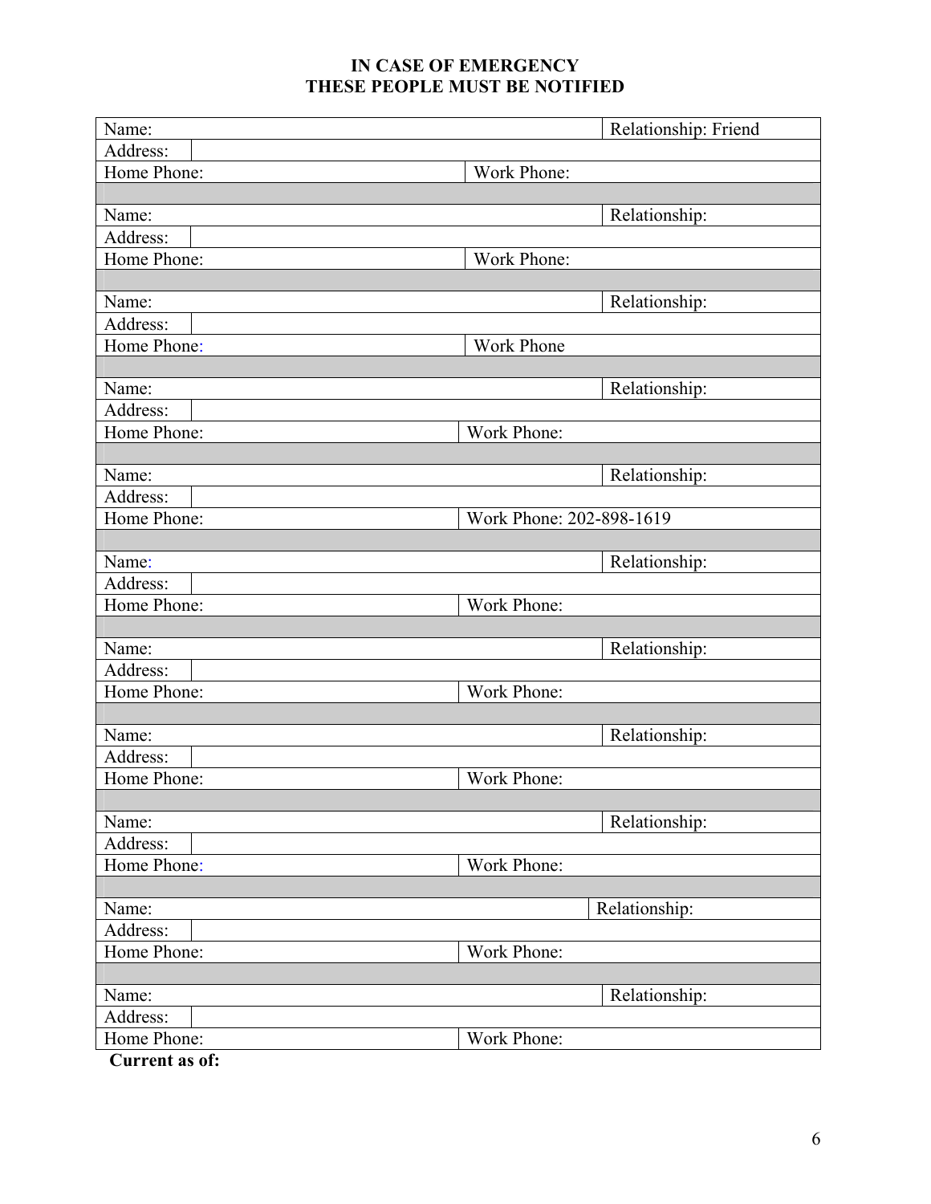**IN CASE OF EMERGENCY**
**THESE PEOPLE MUST BE NOTIFIED**

| | | |
|---|---|---|
| Name: | | Relationship: Friend |
| Address: | | |
| Home Phone: | Work Phone: | |
| | | |
| Name: | | Relationship: |
| Address: | | |
| Home Phone: | Work Phone: | |
| | | |
| Name: | | Relationship: |
| Address: | | |
| Home Phone: | Work Phone | |
| | | |
| Name: | | Relationship: |
| Address: | | |
| Home Phone: | Work Phone: | |
| | | |
| Name: | | Relationship: |
| Address: | | |
| Home Phone: | Work Phone: 202-898-1619 | |
| | | |
| Name: | | Relationship: |
| Address: | | |
| Home Phone: | Work Phone: | |
| | | |
| Name: | | Relationship: |
| Address: | | |
| Home Phone: | Work Phone: | |
| | | |
| Name: | | Relationship: |
| Address: | | |
| Home Phone: | Work Phone: | |
| | | |
| Name: | | Relationship: |
| Address: | | |
| Home Phone: | Work Phone: | |
| | | |
| Name: | | Relationship: |
| Address: | | |
| Home Phone: | Work Phone: | |
| | | |
| Name: | | Relationship: |
| Address: | | |
| Home Phone: | Work Phone: | |

**Current as of:**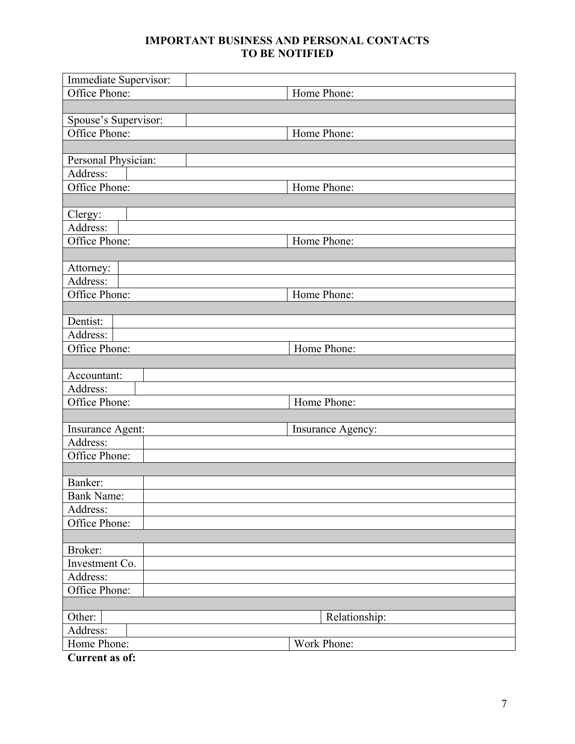## IMPORTANT BUSINESS AND PERSONAL CONTACTS TO BE NOTIFIED

| | |
|---|---|
| Immediate Supervisor: | |
| Office Phone: | Home Phone: |
| | |
| Spouse's Supervisor: | |
| Office Phone: | Home Phone: |
| | |
| Personal Physician: | |
| Address: | |
| Office Phone: | Home Phone: |
| | |
| Clergy: | |
| Address: | |
| Office Phone: | Home Phone: |
| | |
| Attorney: | |
| Address: | |
| Office Phone: | Home Phone: |
| | |
| Dentist: | |
| Address: | |
| Office Phone: | Home Phone: |
| | |
| Accountant: | |
| Address: | |
| Office Phone: | Home Phone: |
| | |
| Insurance Agent: | Insurance Agency: |
| Address: | |
| Office Phone: | |
| | |
| Banker: | |
| Bank Name: | |
| Address: | |
| Office Phone: | |
| | |
| Broker: | |
| Investment Co. | |
| Address: | |
| Office Phone: | |
| | |
| Other: | Relationship: |
| Address: | |
| Home Phone: | Work Phone: |

**Current as of:**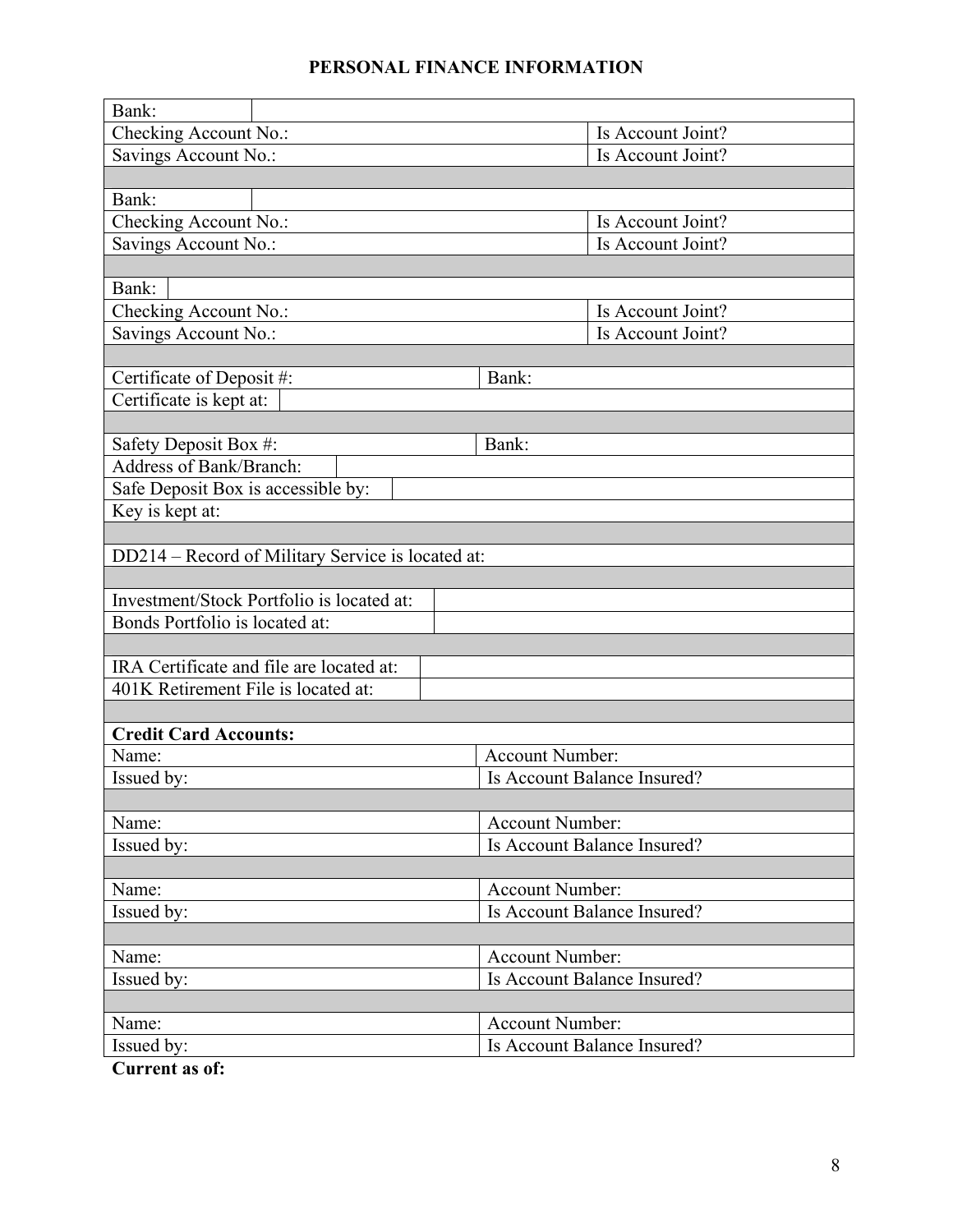# PERSONAL FINANCE INFORMATION

| | |
|---|---|
| Bank: | |
| Checking Account No.: | Is Account Joint? |
| Savings Account No.: | Is Account Joint? |
| | |
| Bank: | |
| Checking Account No.: | Is Account Joint? |
| Savings Account No.: | Is Account Joint? |
| | |
| Bank: | |
| Checking Account No.: | Is Account Joint? |
| Savings Account No.: | Is Account Joint? |
| | |
| Certificate of Deposit #: | Bank: |
| Certificate is kept at: | |
| | |
| Safety Deposit Box #: | Bank: |
| Address of Bank/Branch: | |
| Safe Deposit Box is accessible by: | |
| Key is kept at: | |
| | |
| DD214 – Record of Military Service is located at: | |
| | |
| Investment/Stock Portfolio is located at: | |
| Bonds Portfolio is located at: | |
| | |
| IRA Certificate and file are located at: | |
| 401K Retirement File is located at: | |
| | |
| **Credit Card Accounts:** | |
| Name: | Account Number: |
| Issued by: | Is Account Balance Insured? |
| | |
| Name: | Account Number: |
| Issued by: | Is Account Balance Insured? |
| | |
| Name: | Account Number: |
| Issued by: | Is Account Balance Insured? |
| | |
| Name: | Account Number: |
| Issued by: | Is Account Balance Insured? |
| | |
| Name: | Account Number: |
| Issued by: | Is Account Balance Insured? |

**Current as of:**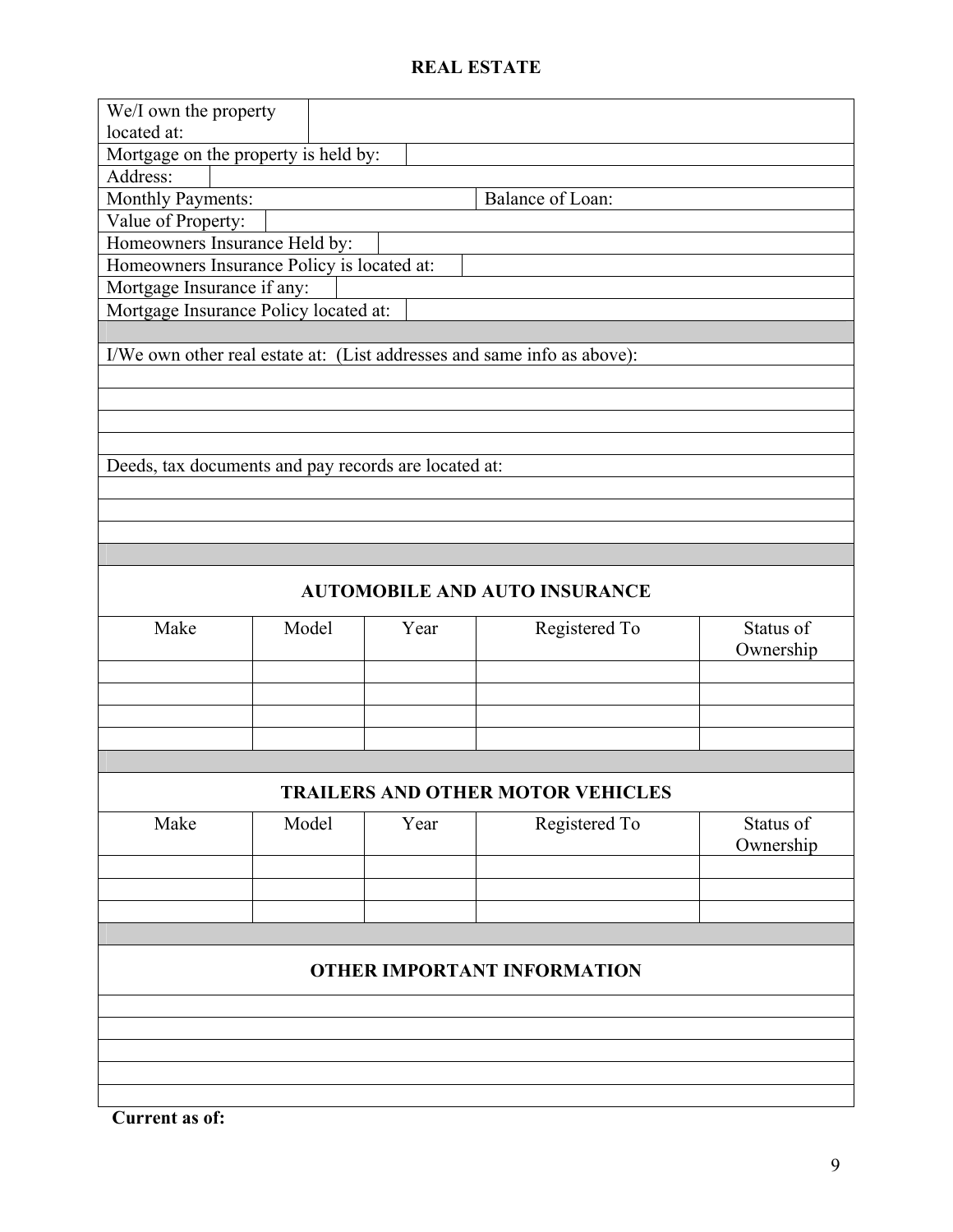## REAL ESTATE

| | |
|---|---|
| We/I own the property located at: | |
| Mortgage on the property is held by: | |
| Address: | |
| Monthly Payments: | Balance of Loan: |
| Value of Property: | |
| Homeowners Insurance Held by: | |
| Homeowners Insurance Policy is located at: | |
| Mortgage Insurance if any: | |
| Mortgage Insurance Policy located at: | |

I/We own other real estate at: (List addresses and same info as above):

Deeds, tax documents and pay records are located at:

## AUTOMOBILE AND AUTO INSURANCE

| Make | Model | Year | Registered To | Status of Ownership |
|---|---|---|---|---|
| | | | | |
| | | | | |
| | | | | |
| | | | | |

## TRAILERS AND OTHER MOTOR VEHICLES

| Make | Model | Year | Registered To | Status of Ownership |
|---|---|---|---|---|
| | | | | |
| | | | | |
| | | | | |

## OTHER IMPORTANT INFORMATION

**Current as of:**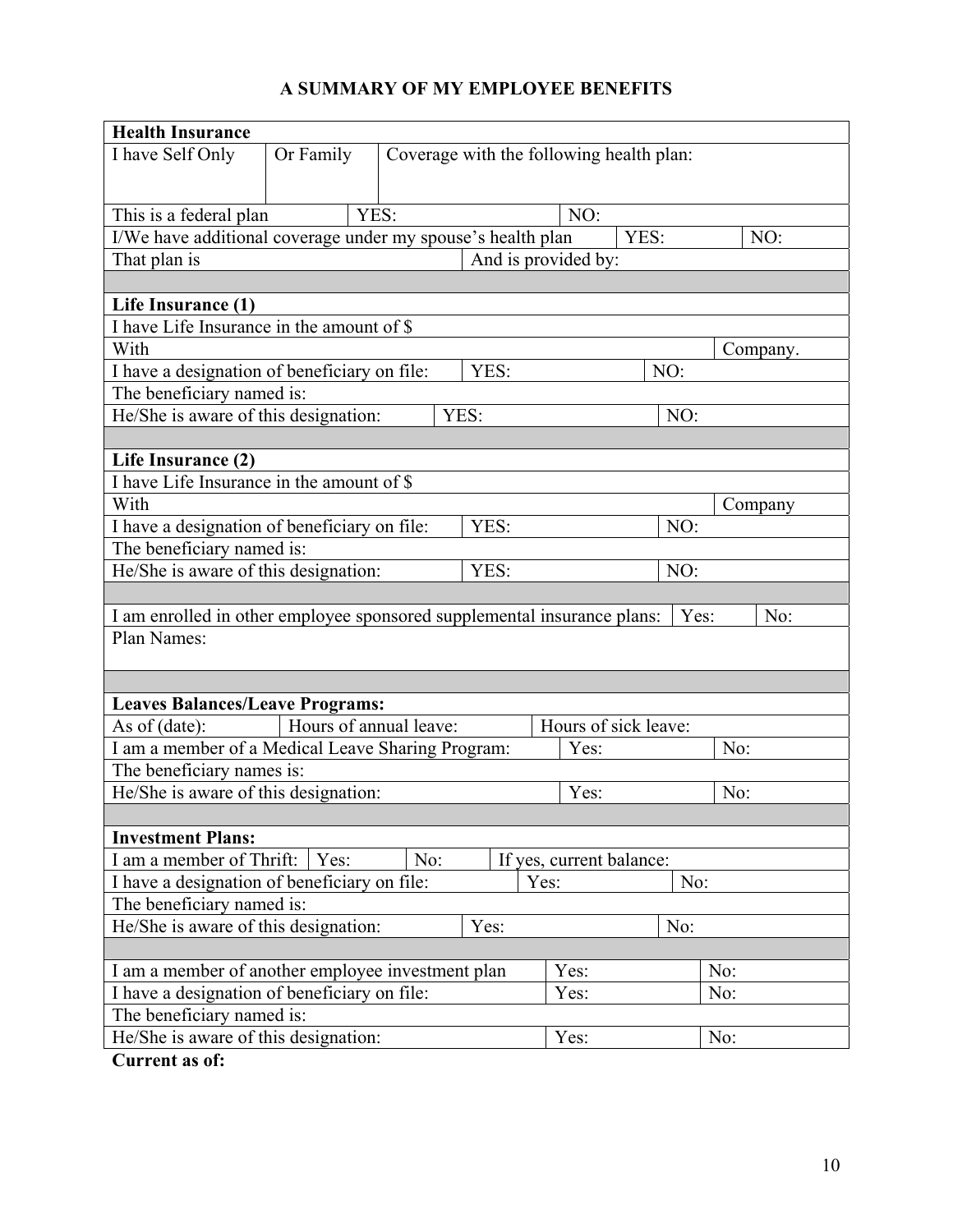# A SUMMARY OF MY EMPLOYEE BENEFITS

| **Health Insurance** | | | | | | |
|---|---|---|---|---|---|---|
| I have Self Only | Or Family | Coverage with the following health plan: | | | | |
| This is a federal plan | | YES: | | NO: | | |
| I/We have additional coverage under my spouse's health plan | | | | YES: | | NO: |
| That plan is | | | And is provided by: | | | |
| | | | | | | |
| **Life Insurance (1)** | | | | | | |
| I have Life Insurance in the amount of $ | | | | | | |
| With | | | | | | Company. |
| I have a designation of beneficiary on file: | | | YES: | | NO: | |
| The beneficiary named is: | | | | | | |
| He/She is aware of this designation: | | | YES: | | NO: | |
| | | | | | | |
| **Life Insurance (2)** | | | | | | |
| I have Life Insurance in the amount of $ | | | | | | |
| With | | | | | | Company |
| I have a designation of beneficiary on file: | | | YES: | | NO: | |
| The beneficiary named is: | | | | | | |
| He/She is aware of this designation: | | | YES: | | NO: | |
| | | | | | | |
| I am enrolled in other employee sponsored supplemental insurance plans: | | | | | Yes: | No: |
| Plan Names: | | | | | | |
| | | | | | | |
| **Leaves Balances/Leave Programs:** | | | | | | |
| As of (date): | Hours of annual leave: | | Hours of sick leave: | | | |
| I am a member of a Medical Leave Sharing Program: | | | | Yes: | | No: |
| The beneficiary names is: | | | | | | |
| He/She is aware of this designation: | | | | Yes: | | No: |
| | | | | | | |
| **Investment Plans:** | | | | | | |
| I am a member of Thrift: | Yes: | No: | If yes, current balance: | | | |
| I have a designation of beneficiary on file: | | | Yes: | | No: | |
| The beneficiary named is: | | | | | | |
| He/She is aware of this designation: | | | Yes: | | No: | |
| | | | | | | |
| I am a member of another employee investment plan | | | | Yes: | | No: |
| I have a designation of beneficiary on file: | | | | Yes: | | No: |
| The beneficiary named is: | | | | | | |
| He/She is aware of this designation: | | | | Yes: | | No: |

**Current as of:**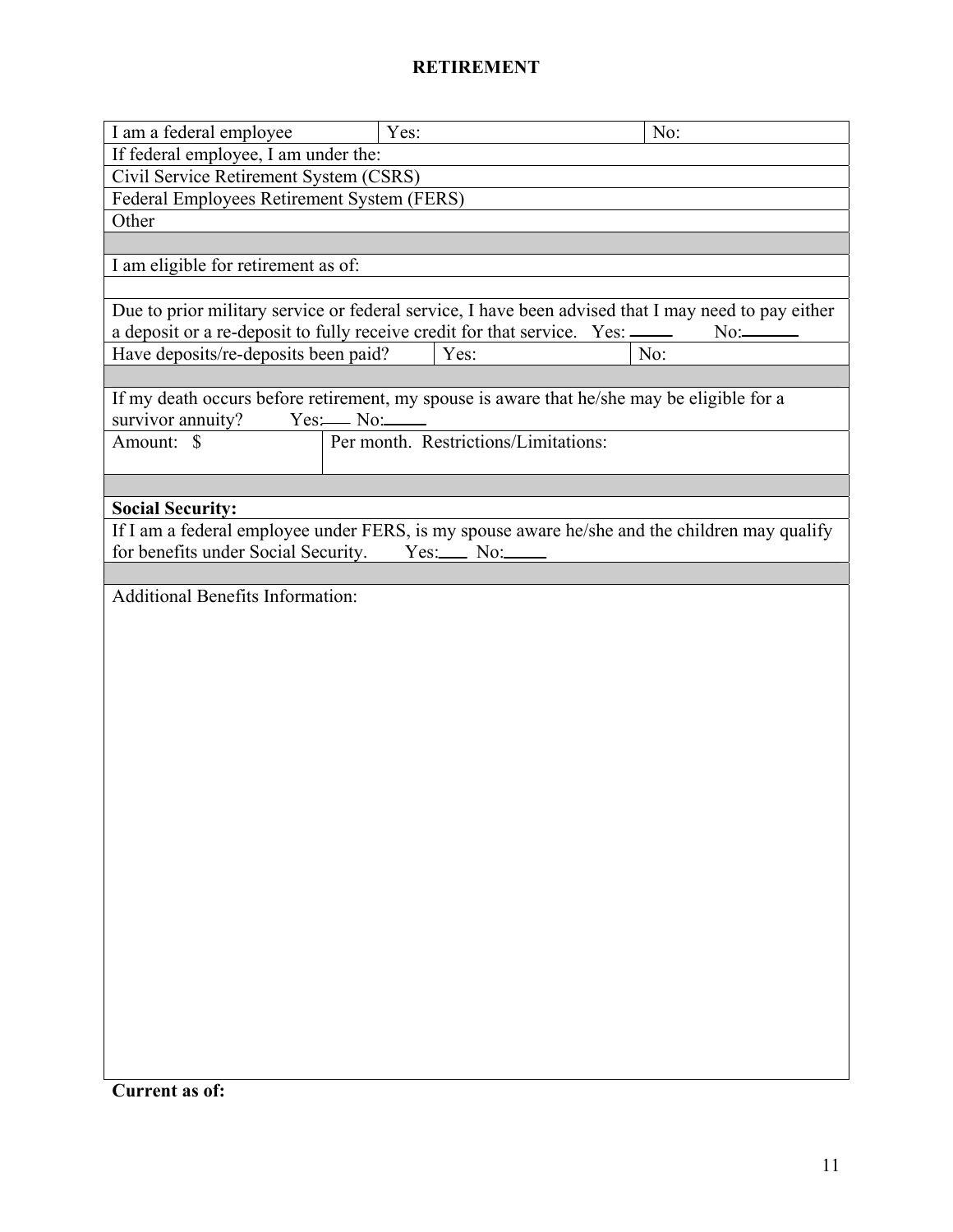# RETIREMENT

| I am a federal employee | Yes: | No: |
|---|---|---|
| If federal employee, I am under the: | | |
| Civil Service Retirement System (CSRS) | | |
| Federal Employees Retirement System (FERS) | | |
| Other | | |
| | | |
| I am eligible for retirement as of: | | |
| | | |
| Due to prior military service or federal service, I have been advised that I may need to pay either a deposit or a re-deposit to fully receive credit for that service. Yes: _____ No:_______ | | |
| Have deposits/re-deposits been paid? | Yes: | No: |
| | | |
| If my death occurs before retirement, my spouse is aware that he/she may be eligible for a survivor annuity? Yes:___ No:_____ | | |
| Amount: $ | Per month. Restrictions/Limitations: | |
| | | |
| **Social Security:** | | |
| If I am a federal employee under FERS, is my spouse aware he/she and the children may qualify for benefits under Social Security. Yes:___ No:_____ | | |
| | | |
| Additional Benefits Information: | | |

**Current as of:**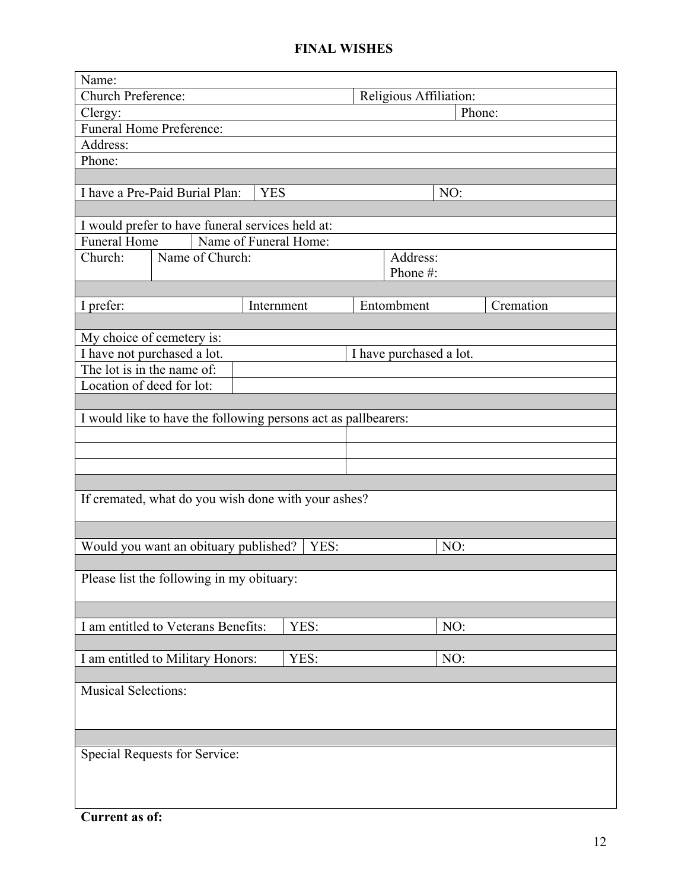# FINAL WISHES

| | | | |
|---|---|---|---|
| Name: | | | |
| Church Preference: | | Religious Affiliation: | |
| Clergy: | | | Phone: |
| Funeral Home Preference: | | | |
| Address: | | | |
| Phone: | | | |
| | | | |
| I have a Pre-Paid Burial Plan: | YES | NO: | |
| | | | |
| I would prefer to have funeral services held at: | | | |
| Funeral Home | Name of Funeral Home: | | |
| Church: | Name of Church: | Address:<br>Phone #: | |
| | | | |
| I prefer: | Internment | Entombment | Cremation |
| | | | |
| My choice of cemetery is: | | | |
| I have not purchased a lot. | | I have purchased a lot. | |
| The lot is in the name of: | | | |
| Location of deed for lot: | | | |
| | | | |
| I would like to have the following persons act as pallbearers: | | | |
| | | | |
| | | | |
| | | | |
| | | | |
| If cremated, what do you wish done with your ashes? | | | |
| | | | |
| Would you want an obituary published? | YES: | NO: | |
| | | | |
| Please list the following in my obituary: | | | |
| | | | |
| I am entitled to Veterans Benefits: | YES: | NO: | |
| | | | |
| I am entitled to Military Honors: | YES: | NO: | |
| | | | |
| Musical Selections: | | | |
| | | | |
| Special Requests for Service: | | | |

**Current as of:**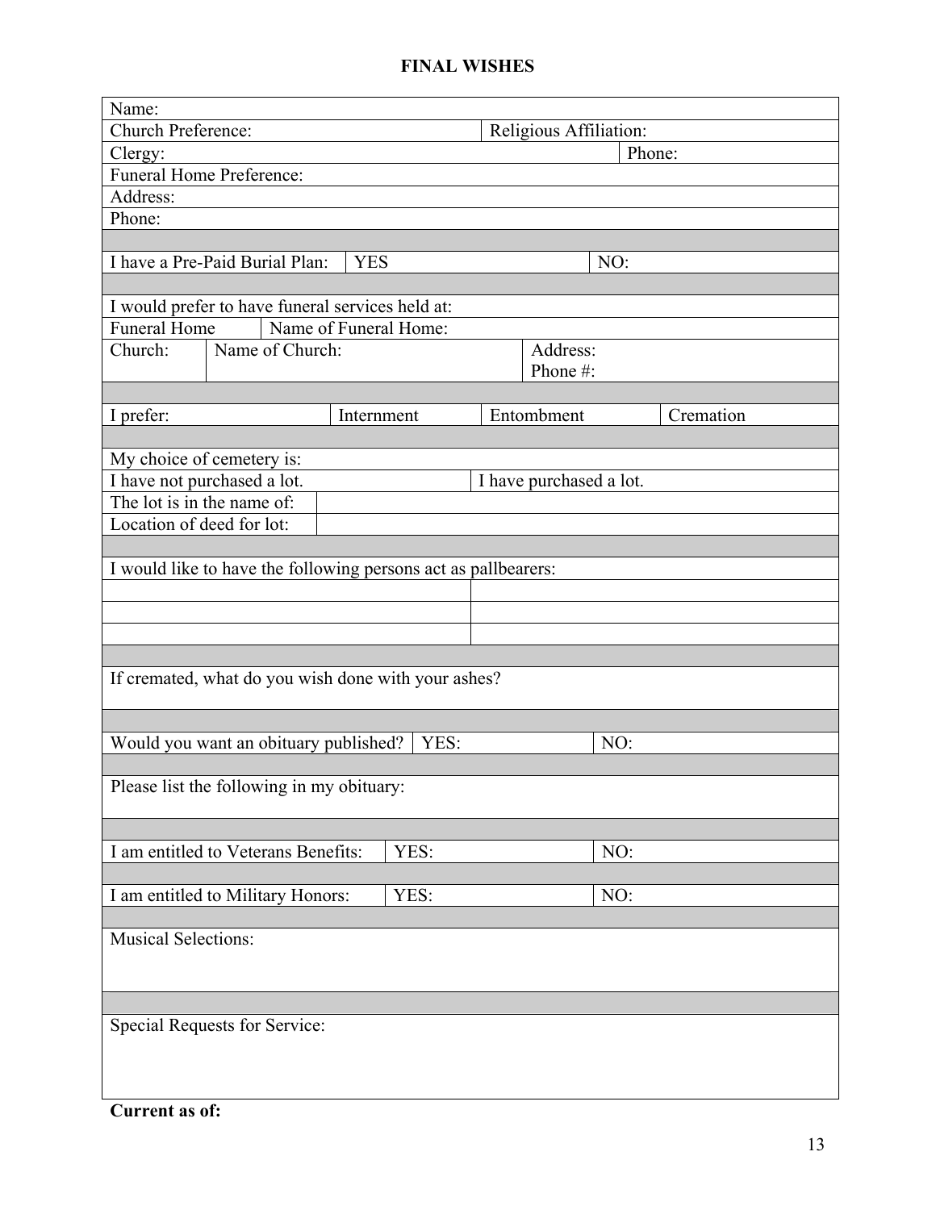# FINAL WISHES

| | | | |
|---|---|---|---|
| Name: | | | |
| Church Preference: | | Religious Affiliation: | |
| Clergy: | | | Phone: |
| Funeral Home Preference: | | | |
| Address: | | | |
| Phone: | | | |
| | | | |
| I have a Pre-Paid Burial Plan: | YES | NO: | |
| | | | |
| I would prefer to have funeral services held at: | | | |
| Funeral Home | Name of Funeral Home: | | |
| Church: | Name of Church: | Address: Phone #: | |
| | | | |
| I prefer: | Internment | Entombment | Cremation |
| | | | |
| My choice of cemetery is: | | | |
| I have not purchased a lot. | | I have purchased a lot. | |
| The lot is in the name of: | | | |
| Location of deed for lot: | | | |
| | | | |
| I would like to have the following persons act as pallbearers: | | | |
| | | | |
| | | | |
| | | | |
| | | | |
| If cremated, what do you wish done with your ashes? | | | |
| | | | |
| Would you want an obituary published? | YES: | NO: | |
| | | | |
| Please list the following in my obituary: | | | |
| | | | |
| I am entitled to Veterans Benefits: | YES: | NO: | |
| | | | |
| I am entitled to Military Honors: | YES: | NO: | |
| | | | |
| Musical Selections: | | | |
| | | | |
| Special Requests for Service: | | | |

**Current as of:**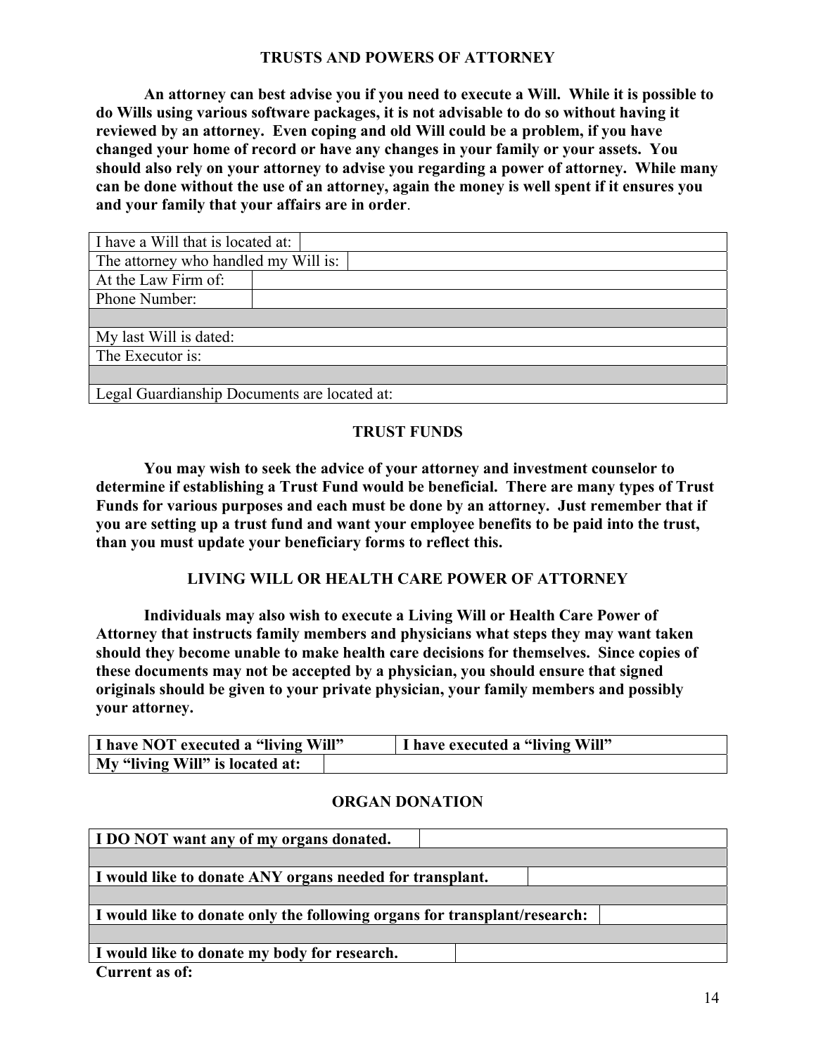## TRUSTS AND POWERS OF ATTORNEY

**An attorney can best advise you if you need to execute a Will. While it is possible to do Wills using various software packages, it is not advisable to do so without having it reviewed by an attorney. Even coping and old Will could be a problem, if you have changed your home of record or have any changes in your family or your assets. You should also rely on your attorney to advise you regarding a power of attorney. While many can be done without the use of an attorney, again the money is well spent if it ensures you and your family that your affairs are in order**.

| | |
|---|---|
| I have a Will that is located at: | |
| The attorney who handled my Will is: | |
| At the Law Firm of: | |
| Phone Number: | |
| | |
| My last Will is dated: | |
| The Executor is: | |
| | |
| Legal Guardianship Documents are located at: | |

## TRUST FUNDS

**You may wish to seek the advice of your attorney and investment counselor to determine if establishing a Trust Fund would be beneficial. There are many types of Trust Funds for various purposes and each must be done by an attorney. Just remember that if you are setting up a trust fund and want your employee benefits to be paid into the trust, than you must update your beneficiary forms to reflect this.**

## LIVING WILL OR HEALTH CARE POWER OF ATTORNEY

**Individuals may also wish to execute a Living Will or Health Care Power of Attorney that instructs family members and physicians what steps they may want taken should they become unable to make health care decisions for themselves. Since copies of these documents may not be accepted by a physician, you should ensure that signed originals should be given to your private physician, your family members and possibly your attorney.**

| | |
|---|---|
| **I have NOT executed a "living Will"** | **I have executed a "living Will"** |
| **My "living Will" is located at:** | |

## ORGAN DONATION

| | |
|---|---|
| **I DO NOT want any of my organs donated.** | |
| | |
| **I would like to donate ANY organs needed for transplant.** | |
| | |
| **I would like to donate only the following organs for transplant/research:** | |
| | |
| **I would like to donate my body for research.** | |

**Current as of:**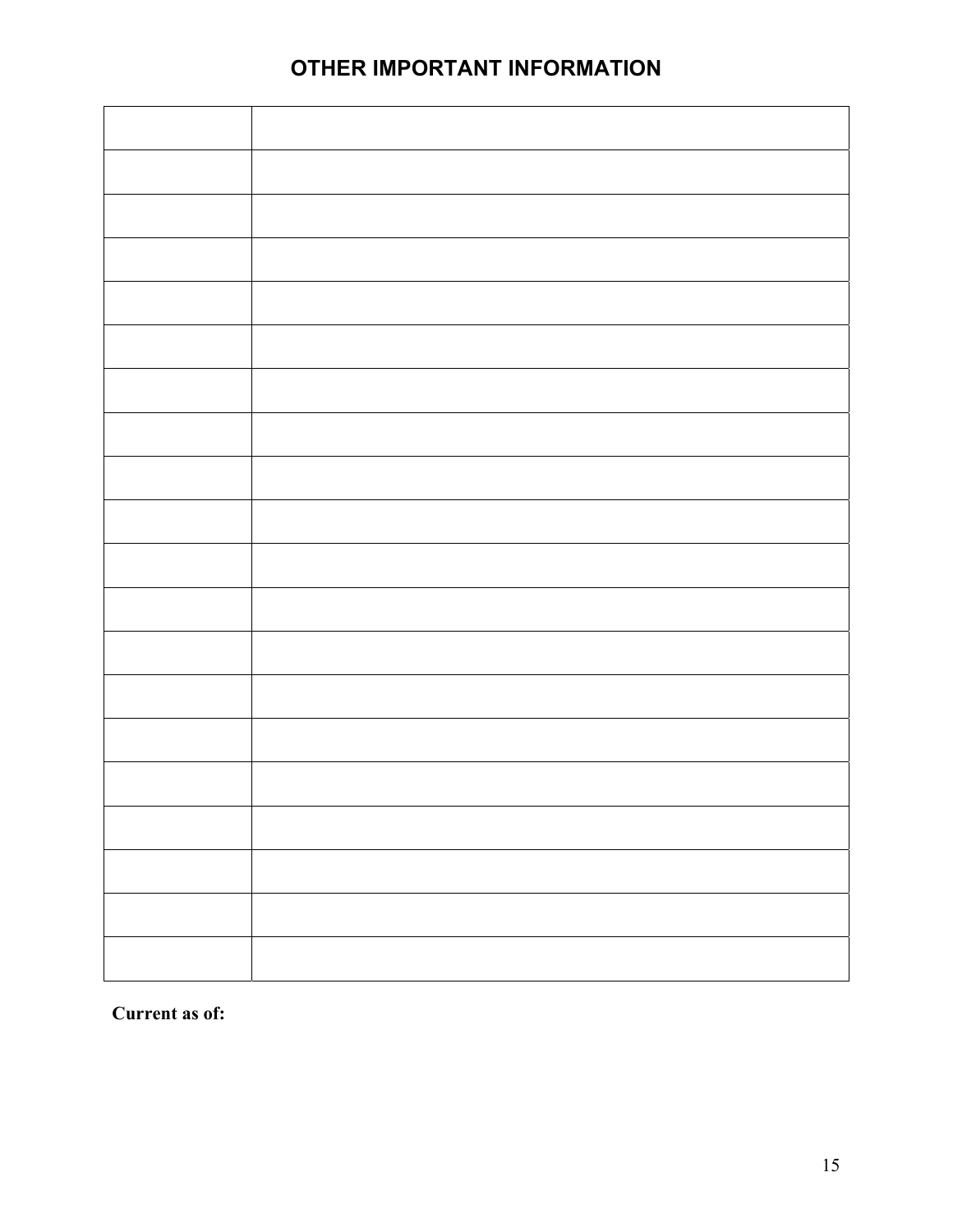# OTHER IMPORTANT INFORMATION

| | |
|---|---|
| | |
| | |
| | |
| | |
| | |
| | |
| | |
| | |
| | |
| | |
| | |
| | |
| | |
| | |
| | |
| | |
| | |
| | |
| | |

**Current as of:**